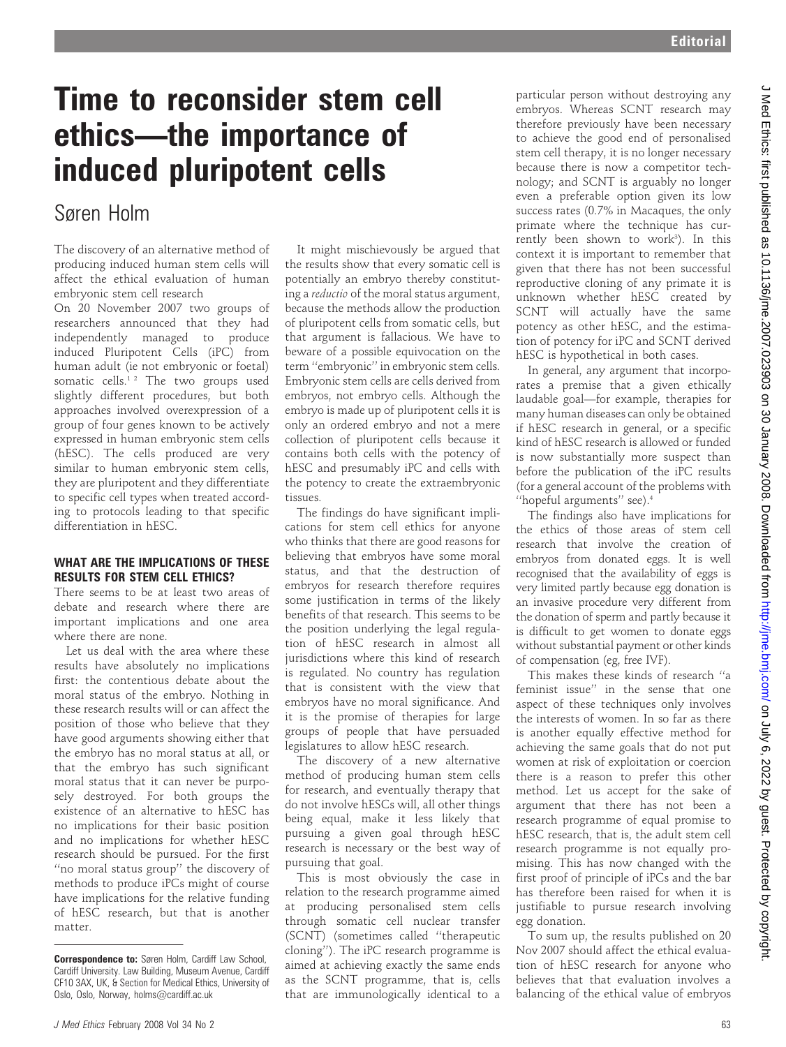# Time to reconsider stem cell ethics—the importance of induced pluripotent cells

Søren Holm

The discovery of an alternative method of producing induced human stem cells will affect the ethical evaluation of human embryonic stem cell research

On 20 November 2007 two groups of researchers announced that they had independently managed to produce induced Pluripotent Cells (iPC) from human adult (ie not embryonic or foetal) somatic cells.[1 2] The two groups used slightly different procedures, but both approaches involved overexpression of a group of four genes known to be actively expressed in human embryonic stem cells (hESC). The cells produced are very similar to human embryonic stem cells, they are pluripotent and they differentiate to specific cell types when treated according to protocols leading to that specific differentiation in hESC.

## WHAT ARE THE IMPLICATIONS OF THESE RESULTS FOR STEM CELL ETHICS?

There seems to be at least two areas of debate and research where there are important implications and one area where there are none.

Let us deal with the area where these results have absolutely no implications first: the contentious debate about the moral status of the embryo. Nothing in these research results will or can affect the position of those who believe that they have good arguments showing either that the embryo has no moral status at all, or that the embryo has such significant moral status that it can never be purposely destroyed. For both groups the existence of an alternative to hESC has no implications for their basic position and no implications for whether hESC research should be pursued. For the first "no moral status group" the discovery of methods to produce iPCs might of course have implications for the relative funding of hESC research, but that is another matter.

It might mischievously be argued that the results show that every somatic cell is potentially an embryo thereby constituting a *reductio* of the moral status argument, because the methods allow the production of pluripotent cells from somatic cells, but that argument is fallacious. We have to beware of a possible equivocation on the term "embryonic" in embryonic stem cells. Embryonic stem cells are cells derived from embryos, not embryo cells. Although the embryo is made up of pluripotent cells it is only an ordered embryo and not a mere collection of pluripotent cells because it contains both cells with the potency of hESC and presumably iPC and cells with the potency to create the extraembryonic tissues.

The findings do have significant implications for stem cell ethics for anyone who thinks that there are good reasons for believing that embryos have some moral status, and that the destruction of embryos for research therefore requires some justification in terms of the likely benefits of that research. This seems to be the position underlying the legal regulation of hESC research in almost all jurisdictions where this kind of research is regulated. No country has regulation that is consistent with the view that embryos have no moral significance. And it is the promise of therapies for large groups of people that have persuaded legislatures to allow hESC research.

The discovery of a new alternative method of producing human stem cells for research, and eventually therapy that do not involve hESCs will, all other things being equal, make it less likely that pursuing a given goal through hESC research is necessary or the best way of pursuing that goal.

This is most obviously the case in relation to the research programme aimed at producing personalised stem cells through somatic cell nuclear transfer (SCNT) (sometimes called "therapeutic cloning"). The iPC research programme is aimed at achieving exactly the same ends as the SCNT programme, that is, cells that are immunologically identical to a particular person without destroying any embryos. Whereas SCNT research may therefore previously have been necessary to achieve the good end of personalised stem cell therapy, it is no longer necessary because there is now a competitor technology; and SCNT is arguably no longer even a preferable option given its low success rates (0.7% in Macaques, the only primate where the technique has currently been shown to work[3]). In this context it is important to remember that given that there has not been successful reproductive cloning of any primate it is unknown whether hESC created by SCNT will actually have the same potency as other hESC, and the estimation of potency for iPC and SCNT derived hESC is hypothetical in both cases.

In general, any argument that incorporates a premise that a given ethically laudable goal—for example, therapies for many human diseases can only be obtained if hESC research in general, or a specific kind of hESC research is allowed or funded is now substantially more suspect than before the publication of the iPC results (for a general account of the problems with "hopeful arguments" see).[4]

The findings also have implications for the ethics of those areas of stem cell research that involve the creation of embryos from donated eggs. It is well recognised that the availability of eggs is very limited partly because egg donation is an invasive procedure very different from the donation of sperm and partly because it is difficult to get women to donate eggs without substantial payment or other kinds of compensation (eg, free IVF).

This makes these kinds of research "a feminist issue" in the sense that one aspect of these techniques only involves the interests of women. In so far as there is another equally effective method for achieving the same goals that do not put women at risk of exploitation or coercion there is a reason to prefer this other method. Let us accept for the sake of argument that there has not been a research programme of equal promise to hESC research, that is, the adult stem cell research programme is not equally promising. This has now changed with the first proof of principle of iPCs and the bar has therefore been raised for when it is justifiable to pursue research involving egg donation.

To sum up, the results published on 20 Nov 2007 should affect the ethical evaluation of hESC research for anyone who believes that that evaluation involves a balancing of the ethical value of embryos

---

**Correspondence to:** Søren Holm, Cardiff Law School, Cardiff University. Law Building, Museum Avenue, Cardiff CF10 3AX, UK, & Section for Medical Ethics, University of Oslo, Oslo, Norway, holms@cardiff.ac.uk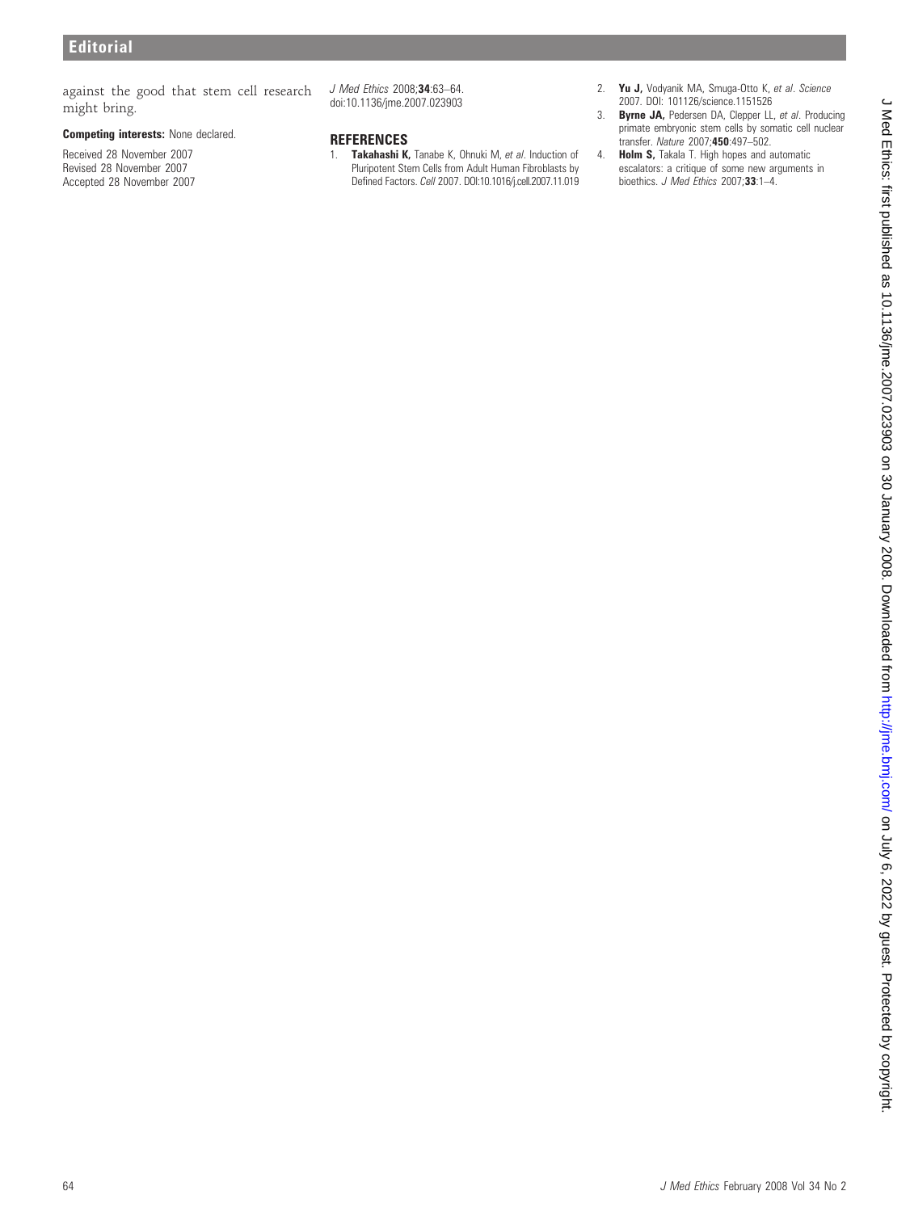against the good that stem cell research might bring.

**Competing interests:** None declared.

Received 28 November 2007
Revised 28 November 2007
Accepted 28 November 2007

*J Med Ethics* 2008;**34**:63–64.
doi:10.1136/jme.2007.023903

## REFERENCES

1. **Takahashi K,** Tanabe K, Ohnuki M, *et al*. Induction of Pluripotent Stem Cells from Adult Human Fibroblasts by Defined Factors. *Cell* 2007. DOI:10.1016/j.cell.2007.11.019
2. **Yu J,** Vodyanik MA, Smuga-Otto K, *et al*. *Science* 2007. DOI: 101126/science.1151526
3. **Byrne JA,** Pedersen DA, Clepper LL, *et al*. Producing primate embryonic stem cells by somatic cell nuclear transfer. *Nature* 2007;**450**:497–502.
4. **Holm S,** Takala T. High hopes and automatic escalators: a critique of some new arguments in bioethics. *J Med Ethics* 2007;**33**:1–4.